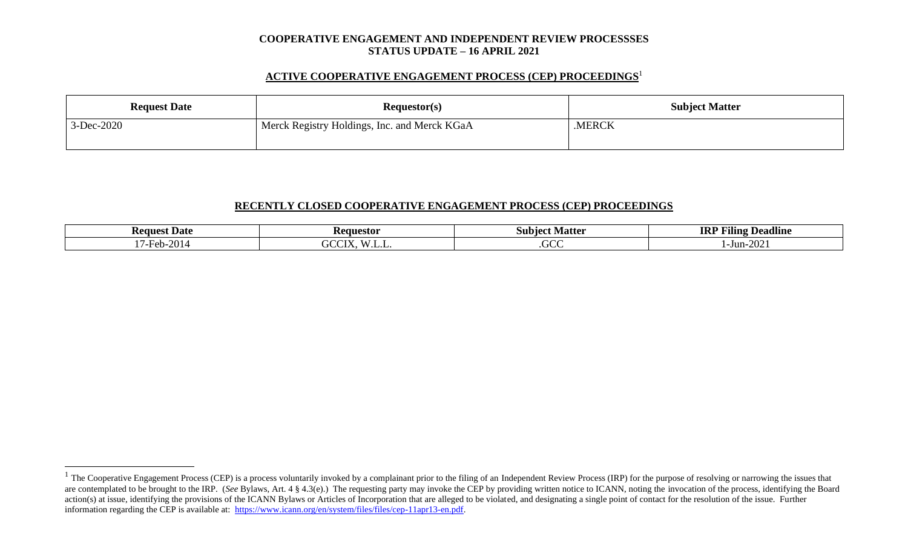**COOPERATIVE ENGAGEMENT AND INDEPENDENT REVIEW PROCESSSES**
**STATUS UPDATE – 16 APRIL 2021**

## ACTIVE COOPERATIVE ENGAGEMENT PROCESS (CEP) PROCEEDINGS[1]

| Request Date | Requestor(s) | Subject Matter |
|---|---|---|
| 3-Dec-2020 | Merck Registry Holdings, Inc. and Merck KGaA | .MERCK |

## RECENTLY CLOSED COOPERATIVE ENGAGEMENT PROCESS (CEP) PROCEEDINGS

| Request Date | Requestor | Subject Matter | IRP Filing Deadline |
|---|---|---|---|
| 17-Feb-2014 | GCCIX, W.L.L. | .GCC | 1-Jun-2021 |

[1] The Cooperative Engagement Process (CEP) is a process voluntarily invoked by a complainant prior to the filing of an Independent Review Process (IRP) for the purpose of resolving or narrowing the issues that are contemplated to be brought to the IRP. (*See* Bylaws, Art. 4 § 4.3(e).) The requesting party may invoke the CEP by providing written notice to ICANN, noting the invocation of the process, identifying the Board action(s) at issue, identifying the provisions of the ICANN Bylaws or Articles of Incorporation that are alleged to be violated, and designating a single point of contact for the resolution of the issue. Further information regarding the CEP is available at: https://www.icann.org/en/system/files/files/cep-11apr13-en.pdf.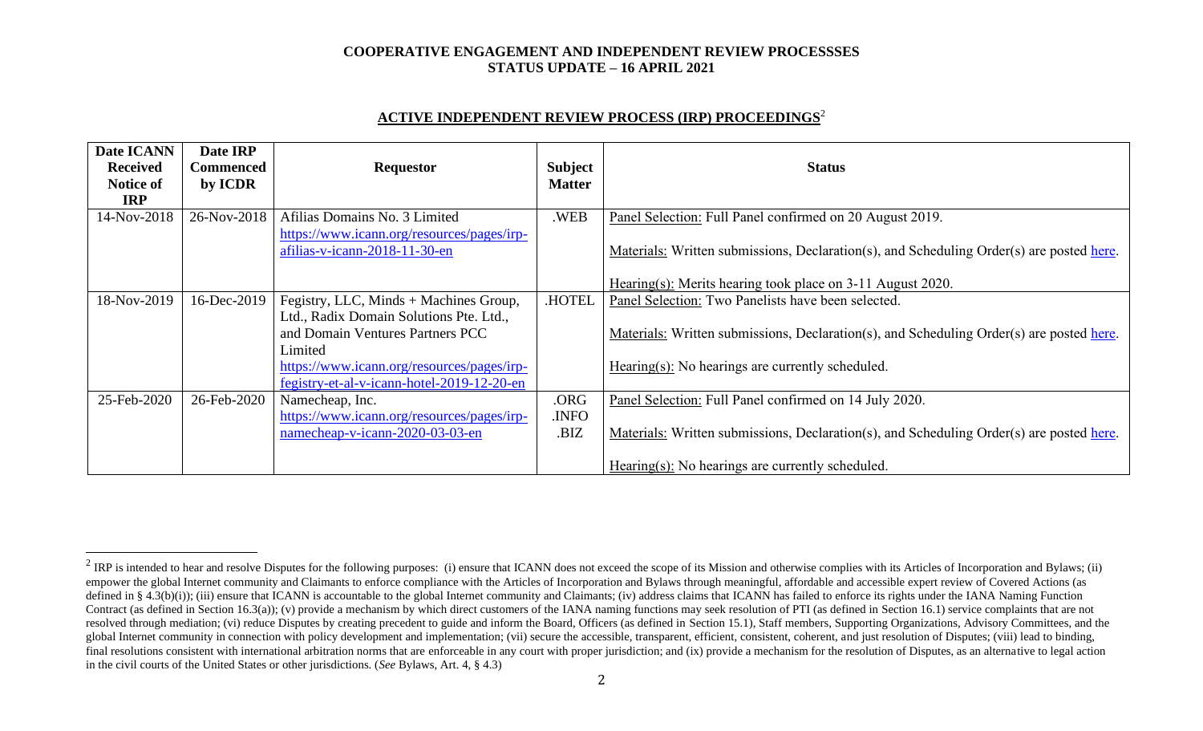# COOPERATIVE ENGAGEMENT AND INDEPENDENT REVIEW PROCESSSES
# STATUS UPDATE – 16 APRIL 2021

## ACTIVE INDEPENDENT REVIEW PROCESS (IRP) PROCEEDINGS[2]

| Date ICANN Received Notice of IRP | Date IRP Commenced by ICDR | Requestor | Subject Matter | Status |
|---|---|---|---|---|
| 14-Nov-2018 | 26-Nov-2018 | Afilias Domains No. 3 Limited https://www.icann.org/resources/pages/irp-afilias-v-icann-2018-11-30-en | .WEB | Panel Selection: Full Panel confirmed on 20 August 2019.<br><br>Materials: Written submissions, Declaration(s), and Scheduling Order(s) are posted here.<br><br>Hearing(s): Merits hearing took place on 3-11 August 2020. |
| 18-Nov-2019 | 16-Dec-2019 | Fegistry, LLC, Minds + Machines Group, Ltd., Radix Domain Solutions Pte. Ltd., and Domain Ventures Partners PCC Limited https://www.icann.org/resources/pages/irp-fegistry-et-al-v-icann-hotel-2019-12-20-en | .HOTEL | Panel Selection: Two Panelists have been selected.<br><br>Materials: Written submissions, Declaration(s), and Scheduling Order(s) are posted here.<br><br>Hearing(s): No hearings are currently scheduled. |
| 25-Feb-2020 | 26-Feb-2020 | Namecheap, Inc. https://www.icann.org/resources/pages/irp-namecheap-v-icann-2020-03-03-en | .ORG<br>.INFO<br>.BIZ | Panel Selection: Full Panel confirmed on 14 July 2020.<br><br>Materials: Written submissions, Declaration(s), and Scheduling Order(s) are posted here.<br><br>Hearing(s): No hearings are currently scheduled. |

[2] IRP is intended to hear and resolve Disputes for the following purposes: (i) ensure that ICANN does not exceed the scope of its Mission and otherwise complies with its Articles of Incorporation and Bylaws; (ii) empower the global Internet community and Claimants to enforce compliance with the Articles of Incorporation and Bylaws through meaningful, affordable and accessible expert review of Covered Actions (as defined in § 4.3(b)(i)); (iii) ensure that ICANN is accountable to the global Internet community and Claimants; (iv) address claims that ICANN has failed to enforce its rights under the IANA Naming Function Contract (as defined in Section 16.3(a)); (v) provide a mechanism by which direct customers of the IANA naming functions may seek resolution of PTI (as defined in Section 16.1) service complaints that are not resolved through mediation; (vi) reduce Disputes by creating precedent to guide and inform the Board, Officers (as defined in Section 15.1), Staff members, Supporting Organizations, Advisory Committees, and the global Internet community in connection with policy development and implementation; (vii) secure the accessible, transparent, efficient, consistent, coherent, and just resolution of Disputes; (viii) lead to binding, final resolutions consistent with international arbitration norms that are enforceable in any court with proper jurisdiction; and (ix) provide a mechanism for the resolution of Disputes, as an alternative to legal action in the civil courts of the United States or other jurisdictions. (*See* Bylaws, Art. 4, § 4.3)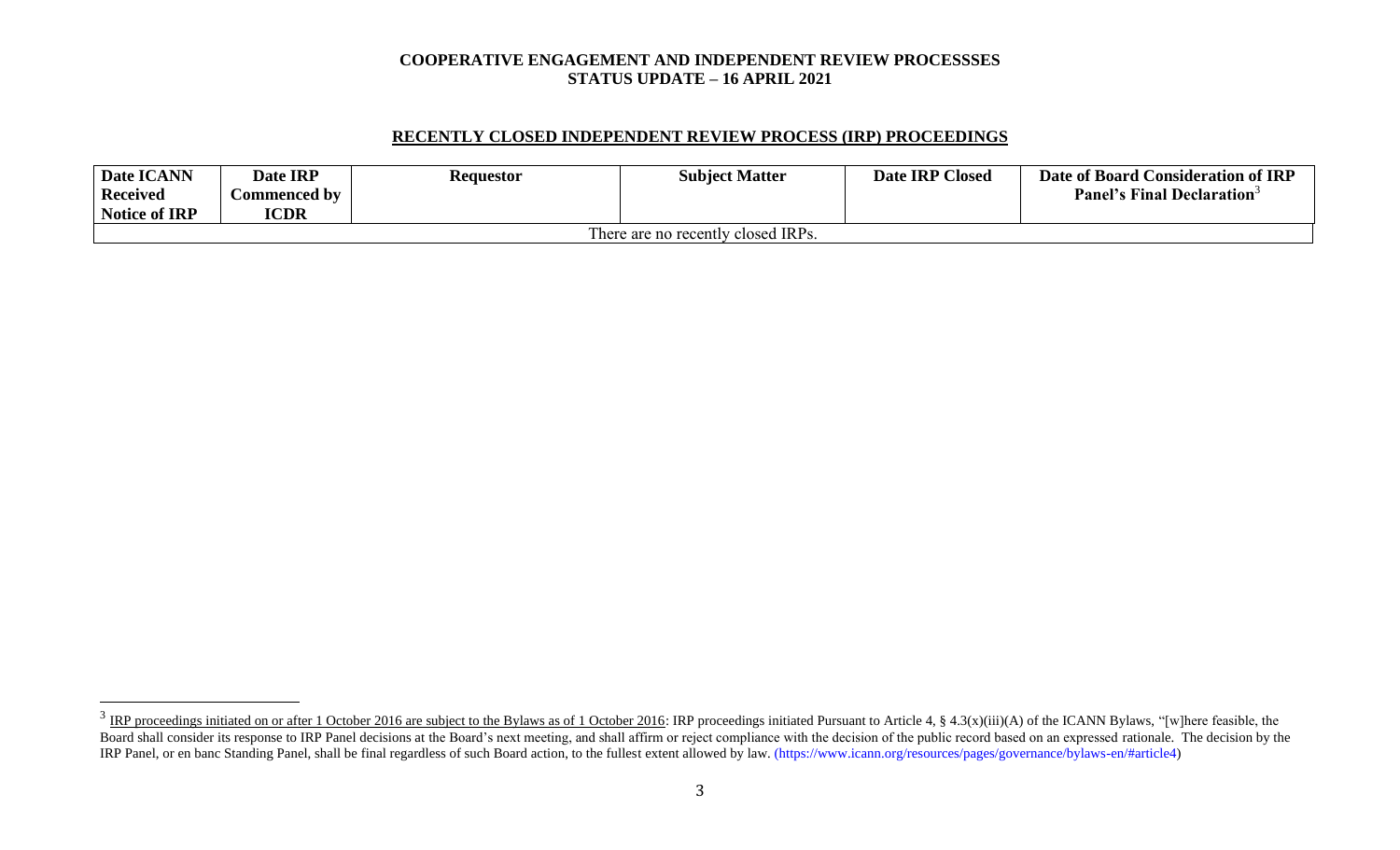**COOPERATIVE ENGAGEMENT AND INDEPENDENT REVIEW PROCESSSES**
**STATUS UPDATE – 16 APRIL 2021**

## RECENTLY CLOSED INDEPENDENT REVIEW PROCESS (IRP) PROCEEDINGS

| Date ICANN Received Notice of IRP | Date IRP Commenced by ICDR | Requestor | Subject Matter | Date IRP Closed | Date of Board Consideration of IRP Panel's Final Declaration[3] |
|---|---|---|---|---|---|
| There are no recently closed IRPs. | | | | | |

[3] IRP proceedings initiated on or after 1 October 2016 are subject to the Bylaws as of 1 October 2016: IRP proceedings initiated Pursuant to Article 4, § 4.3(x)(iii)(A) of the ICANN Bylaws, "[w]here feasible, the Board shall consider its response to IRP Panel decisions at the Board's next meeting, and shall affirm or reject compliance with the decision of the public record based on an expressed rationale. The decision by the IRP Panel, or en banc Standing Panel, shall be final regardless of such Board action, to the fullest extent allowed by law. (https://www.icann.org/resources/pages/governance/bylaws-en/#article4)